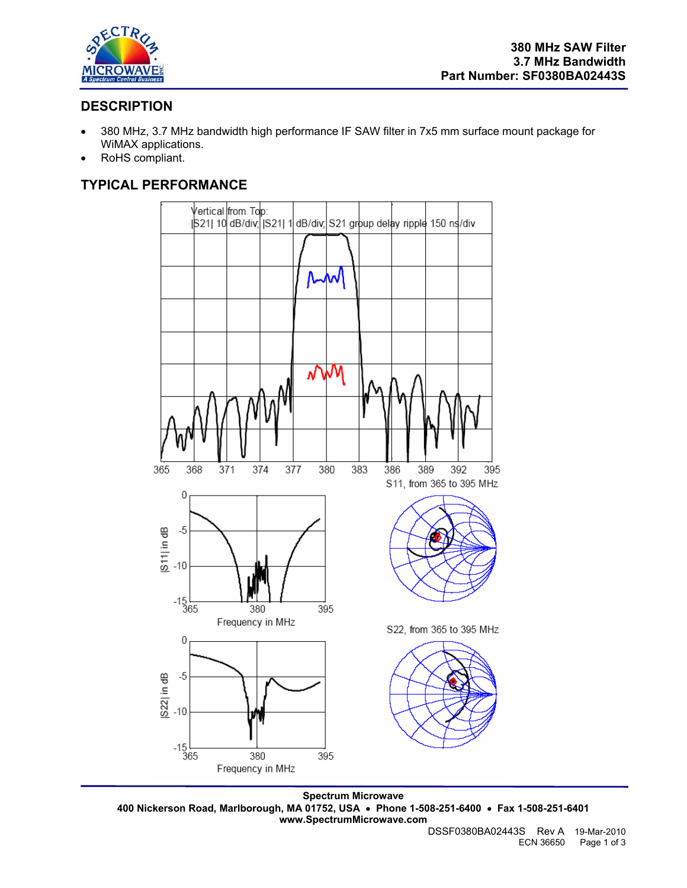**380 MHz SAW Filter**
**3.7 MHz Bandwidth**
**Part Number: SF0380BA02443S**

## DESCRIPTION

- 380 MHz, 3.7 MHz bandwidth high performance IF SAW filter in 7x5 mm surface mount package for WiMAX applications.
- RoHS compliant.

## TYPICAL PERFORMANCE

Vertical from Top:
|S21| 10 dB/div, |S21| 1 dB/div, S21 group delay ripple 150 ns/div

365 368 371 374 377 380 383 386 389 392 395

S11, from 365 to 395 MHz

|S11| in dB — Frequency in MHz

S22, from 365 to 395 MHz

|S22| in dB — Frequency in MHz

**Spectrum Microwave**
**400 Nickerson Road, Marlborough, MA 01752, USA • Phone 1-508-251-6400 • Fax 1-508-251-6401**
**www.SpectrumMicrowave.com**

DSSF0380BA02443S Rev A 19-Mar-2010
ECN 36650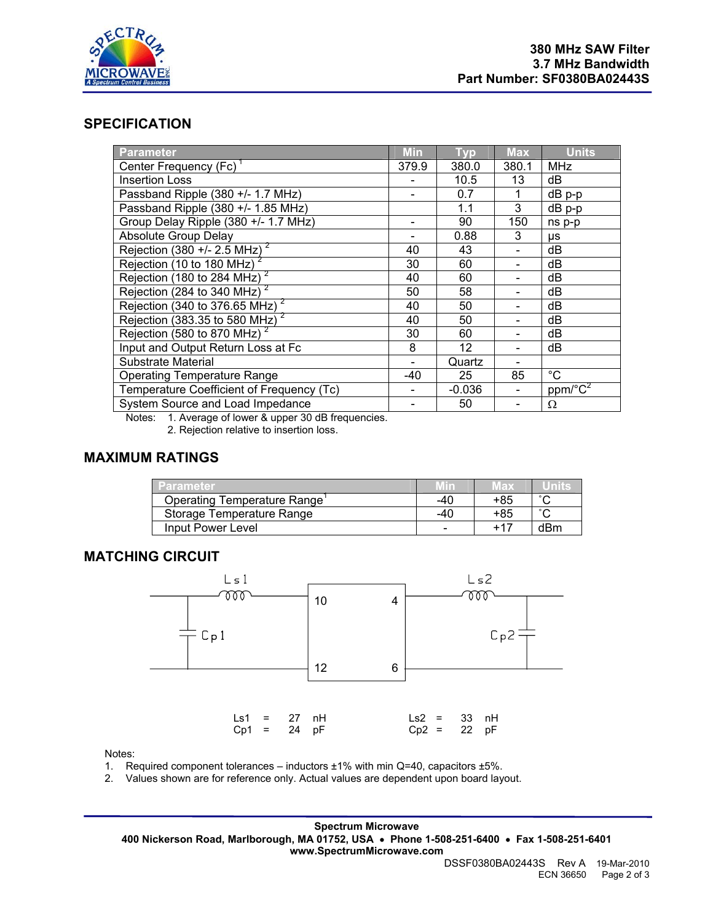380 MHz SAW Filter
3.7 MHz Bandwidth
Part Number: SF0380BA02443S

## SPECIFICATION

| Parameter | Min | Typ | Max | Units |
|---|---|---|---|---|
| Center Frequency (Fc) [1] | 379.9 | 380.0 | 380.1 | MHz |
| Insertion Loss | - | 10.5 | 13 | dB |
| Passband Ripple (380 +/- 1.7 MHz) | - | 0.7 | 1 | dB p-p |
| Passband Ripple (380 +/- 1.85 MHz) | | 1.1 | 3 | dB p-p |
| Group Delay Ripple (380 +/- 1.7 MHz) | - | 90 | 150 | ns p-p |
| Absolute Group Delay | - | 0.88 | 3 | µs |
| Rejection (380 +/- 2.5 MHz) [2] | 40 | 43 | - | dB |
| Rejection (10 to 180 MHz) [2] | 30 | 60 | - | dB |
| Rejection (180 to 284 MHz) [2] | 40 | 60 | - | dB |
| Rejection (284 to 340 MHz) [2] | 50 | 58 | - | dB |
| Rejection (340 to 376.65 MHz) [2] | 40 | 50 | - | dB |
| Rejection (383.35 to 580 MHz) [2] | 40 | 50 | - | dB |
| Rejection (580 to 870 MHz) [2] | 30 | 60 | - | dB |
| Input and Output Return Loss at Fc | 8 | 12 | - | dB |
| Substrate Material | - | Quartz | - | |
| Operating Temperature Range | -40 | 25 | 85 | °C |
| Temperature Coefficient of Frequency (Tc) | - | -0.036 | - | ppm/°C$^2$ |
| System Source and Load Impedance | - | 50 | - | Ω |

Notes: 1. Average of lower & upper 30 dB frequencies.
2. Rejection relative to insertion loss.

## MAXIMUM RATINGS

| Parameter | Min | Max | Units |
|---|---|---|---|
| Operating Temperature Range [1] | -40 | +85 | °C |
| Storage Temperature Range | -40 | +85 | °C |
| Input Power Level | - | +17 | dBm |

## MATCHING CIRCUIT

Ls1 = 27 nH
Cp1 = 24 pF

Ls2 = 33 nH
Cp2 = 22 pF

Notes:
1. Required component tolerances – inductors ±1% with min Q=40, capacitors ±5%.
2. Values shown are for reference only. Actual values are dependent upon board layout.

**Spectrum Microwave**
**400 Nickerson Road, Marlborough, MA 01752, USA • Phone 1-508-251-6400 • Fax 1-508-251-6401**
**www.SpectrumMicrowave.com**

DSSF0380BA02443S Rev A 19-Mar-2010
ECN 36650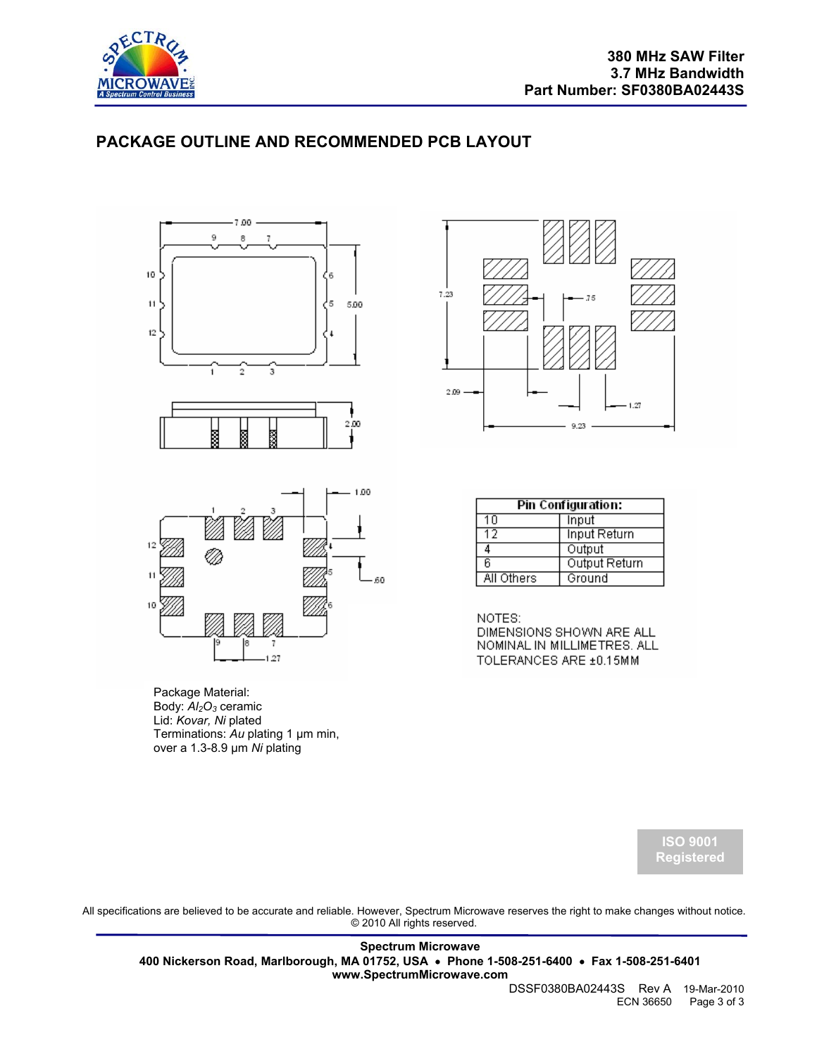# PACKAGE OUTLINE AND RECOMMENDED PCB LAYOUT

7.00

9 8 7

10 6

11 5 5.00

12 4

1 2 3

2.00

7.23

.75

2.09

1.27

9.23

1.00

1 2 3

12 4

11 5 .60

10 6

9 8 7

1.27

| Pin Configuration: | |
|---|---|
| 10 | Input |
| 12 | Input Return |
| 4 | Output |
| 6 | Output Return |
| All Others | Ground |

NOTES:
DIMENSIONS SHOWN ARE ALL NOMINAL IN MILLIMETRES. ALL TOLERANCES ARE ±0.15MM

Package Material:
Body: *$Al_2O_3$* ceramic
Lid: *Kovar, Ni* plated
Terminations: *Au* plating 1 µm min, over a 1.3-8.9 µm *Ni* plating

ISO 9001 Registered

All specifications are believed to be accurate and reliable. However, Spectrum Microwave reserves the right to make changes without notice.
© 2010 All rights reserved.

**Spectrum Microwave**
**400 Nickerson Road, Marlborough, MA 01752, USA • Phone 1-508-251-6400 • Fax 1-508-251-6401**
**www.SpectrumMicrowave.com**

DSSF0380BA02443S Rev A 19-Mar-2010
ECN 36650